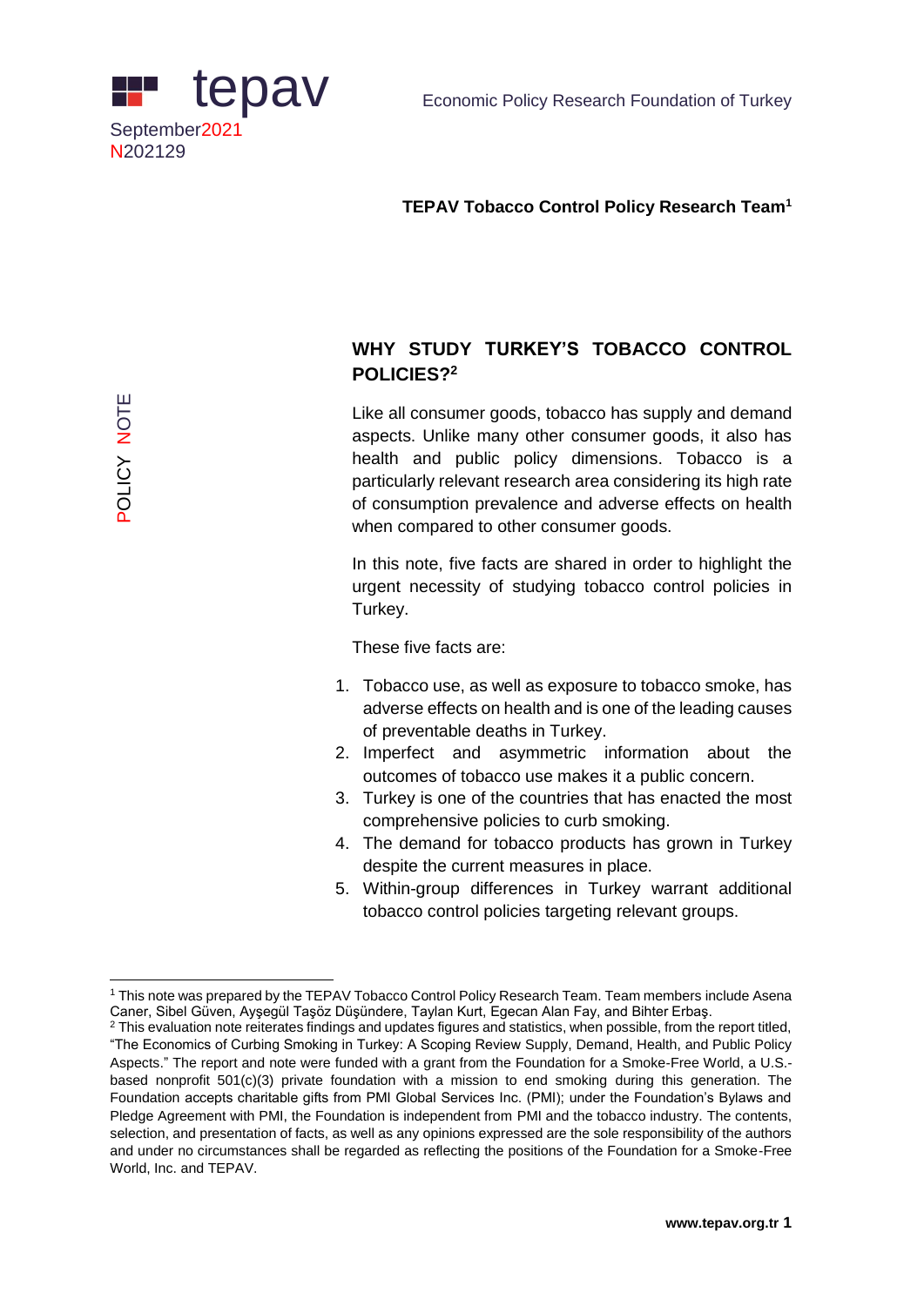tepav

September2021
N202129

Economic Policy Research Foundation of Turkey

POLICY NOTE

**TEPAV Tobacco Control Policy Research Team**[1]

## WHY STUDY TURKEY'S TOBACCO CONTROL POLICIES?[2]

Like all consumer goods, tobacco has supply and demand aspects. Unlike many other consumer goods, it also has health and public policy dimensions. Tobacco is a particularly relevant research area considering its high rate of consumption prevalence and adverse effects on health when compared to other consumer goods.

In this note, five facts are shared in order to highlight the urgent necessity of studying tobacco control policies in Turkey.

These five facts are:

1. Tobacco use, as well as exposure to tobacco smoke, has adverse effects on health and is one of the leading causes of preventable deaths in Turkey.
2. Imperfect and asymmetric information about the outcomes of tobacco use makes it a public concern.
3. Turkey is one of the countries that has enacted the most comprehensive policies to curb smoking.
4. The demand for tobacco products has grown in Turkey despite the current measures in place.
5. Within-group differences in Turkey warrant additional tobacco control policies targeting relevant groups.

---

[1] This note was prepared by the TEPAV Tobacco Control Policy Research Team. Team members include Asena Caner, Sibel Güven, Ayşegül Taşöz Düşündere, Taylan Kurt, Egecan Alan Fay, and Bihter Erbaş.

[2] This evaluation note reiterates findings and updates figures and statistics, when possible, from the report titled, "The Economics of Curbing Smoking in Turkey: A Scoping Review Supply, Demand, Health, and Public Policy Aspects." The report and note were funded with a grant from the Foundation for a Smoke-Free World, a U.S.-based nonprofit 501(c)(3) private foundation with a mission to end smoking during this generation. The Foundation accepts charitable gifts from PMI Global Services Inc. (PMI); under the Foundation's Bylaws and Pledge Agreement with PMI, the Foundation is independent from PMI and the tobacco industry. The contents, selection, and presentation of facts, as well as any opinions expressed are the sole responsibility of the authors and under no circumstances shall be regarded as reflecting the positions of the Foundation for a Smoke-Free World, Inc. and TEPAV.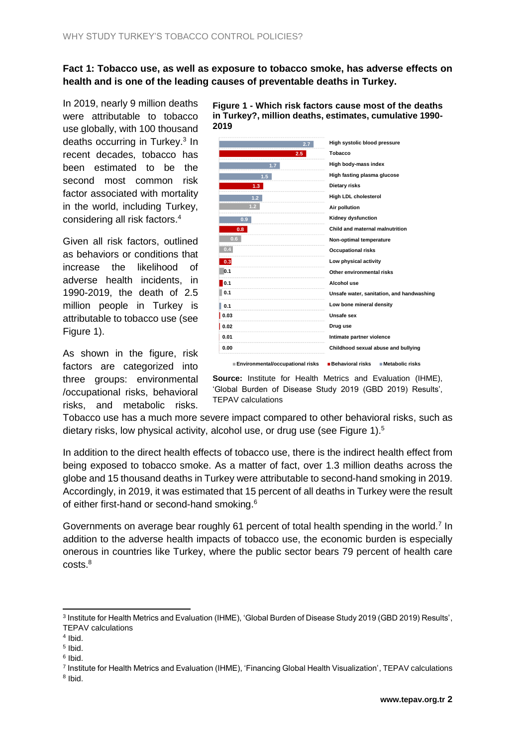**Fact 1: Tobacco use, as well as exposure to tobacco smoke, has adverse effects on health and is one of the leading causes of preventable deaths in Turkey.**

In 2019, nearly 9 million deaths were attributable to tobacco use globally, with 100 thousand deaths occurring in Turkey.[3] In recent decades, tobacco has been estimated to be the second most common risk factor associated with mortality in the world, including Turkey, considering all risk factors.[4]

Given all risk factors, outlined as behaviors or conditions that increase the likelihood of adverse health incidents, in 1990-2019, the death of 2.5 million people in Turkey is attributable to tobacco use (see Figure 1).

**Figure 1 - Which risk factors cause most of the deaths in Turkey?, million deaths, estimates, cumulative 1990-2019**

| Risk factor | Million deaths | Category |
|---|---|---|
| High systolic blood pressure | 2.7 | Metabolic risks |
| Tobacco | 2.5 | Behavioral risks |
| High body-mass index | 1.7 | Metabolic risks |
| High fasting plasma glucose | 1.5 | Metabolic risks |
| Dietary risks | 1.3 | Behavioral risks |
| High LDL cholesterol | 1.2 | Metabolic risks |
| Air pollution | 1.2 | Environmental/occupational risks |
| Kidney dysfunction | 0.9 | Metabolic risks |
| Child and maternal malnutrition | 0.8 | Behavioral risks |
| Non-optimal temperature | 0.6 | Environmental/occupational risks |
| Occupational risks | 0.4 | Environmental/occupational risks |
| Low physical activity | 0.3 | Behavioral risks |
| Other environmental risks | 0.1 | Environmental/occupational risks |
| Alcohol use | 0.1 | Behavioral risks |
| Unsafe water, sanitation, and handwashing | 0.1 | Environmental/occupational risks |
| Low bone mineral density | 0.1 | Metabolic risks |
| Unsafe sex | 0.03 | Behavioral risks |
| Drug use | 0.02 | Behavioral risks |
| Intimate partner violence | 0.01 | Behavioral risks |
| Childhood sexual abuse and bullying | 0.00 | Behavioral risks |

**Source:** Institute for Health Metrics and Evaluation (IHME), 'Global Burden of Disease Study 2019 (GBD 2019) Results', TEPAV calculations

As shown in the figure, risk factors are categorized into three groups: environmental /occupational risks, behavioral risks, and metabolic risks. Tobacco use has a much more severe impact compared to other behavioral risks, such as dietary risks, low physical activity, alcohol use, or drug use (see Figure 1).[5]

In addition to the direct health effects of tobacco use, there is the indirect health effect from being exposed to tobacco smoke. As a matter of fact, over 1.3 million deaths across the globe and 15 thousand deaths in Turkey were attributable to second-hand smoking in 2019. Accordingly, in 2019, it was estimated that 15 percent of all deaths in Turkey were the result of either first-hand or second-hand smoking.[6]

Governments on average bear roughly 61 percent of total health spending in the world.[7] In addition to the adverse health impacts of tobacco use, the economic burden is especially onerous in countries like Turkey, where the public sector bears 79 percent of health care costs.[8]

---

[3] Institute for Health Metrics and Evaluation (IHME), 'Global Burden of Disease Study 2019 (GBD 2019) Results', TEPAV calculations

[4] Ibid.

[5] Ibid.

[6] Ibid.

[7] Institute for Health Metrics and Evaluation (IHME), 'Financing Global Health Visualization', TEPAV calculations

[8] Ibid.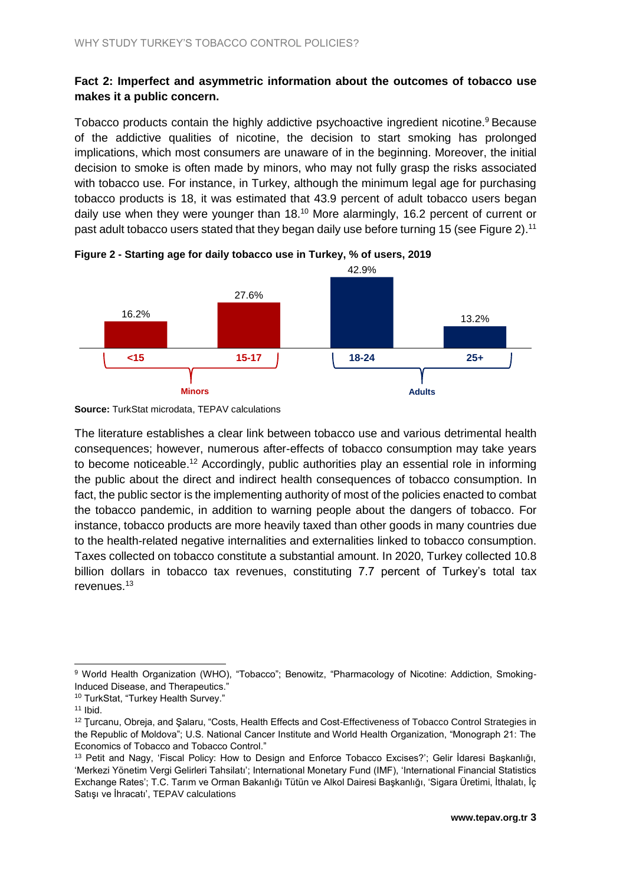**Fact 2: Imperfect and asymmetric information about the outcomes of tobacco use makes it a public concern.**

Tobacco products contain the highly addictive psychoactive ingredient nicotine.[9] Because of the addictive qualities of nicotine, the decision to start smoking has prolonged implications, which most consumers are unaware of in the beginning. Moreover, the initial decision to smoke is often made by minors, who may not fully grasp the risks associated with tobacco use. For instance, in Turkey, although the minimum legal age for purchasing tobacco products is 18, it was estimated that 43.9 percent of adult tobacco users began daily use when they were younger than 18.[10] More alarmingly, 16.2 percent of current or past adult tobacco users stated that they began daily use before turning 15 (see Figure 2).[11]

**Figure 2 - Starting age for daily tobacco use in Turkey, % of users, 2019**

| Group | Starting age | % of users |
|---|---|---|
| Minors | <15 | 16.2% |
| Minors | 15-17 | 27.6% |
| Adults | 18-24 | 42.9% |
| Adults | 25+ | 13.2% |

**Source:** TurkStat microdata, TEPAV calculations

The literature establishes a clear link between tobacco use and various detrimental health consequences; however, numerous after-effects of tobacco consumption may take years to become noticeable.[12] Accordingly, public authorities play an essential role in informing the public about the direct and indirect health consequences of tobacco consumption. In fact, the public sector is the implementing authority of most of the policies enacted to combat the tobacco pandemic, in addition to warning people about the dangers of tobacco. For instance, tobacco products are more heavily taxed than other goods in many countries due to the health-related negative internalities and externalities linked to tobacco consumption. Taxes collected on tobacco constitute a substantial amount. In 2020, Turkey collected 10.8 billion dollars in tobacco tax revenues, constituting 7.7 percent of Turkey's total tax revenues.[13]

---

[9] World Health Organization (WHO), "Tobacco"; Benowitz, "Pharmacology of Nicotine: Addiction, Smoking-Induced Disease, and Therapeutics."

[10] TurkStat, "Turkey Health Survey."

[11] Ibid.

[12] Ţurcanu, Obreja, and Şalaru, "Costs, Health Effects and Cost-Effectiveness of Tobacco Control Strategies in the Republic of Moldova"; U.S. National Cancer Institute and World Health Organization, "Monograph 21: The Economics of Tobacco and Tobacco Control."

[13] Petit and Nagy, 'Fiscal Policy: How to Design and Enforce Tobacco Excises?'; Gelir İdaresi Başkanlığı, 'Merkezi Yönetim Vergi Gelirleri Tahsilatı'; International Monetary Fund (IMF), 'International Financial Statistics Exchange Rates'; T.C. Tarım ve Orman Bakanlığı Tütün ve Alkol Dairesi Başkanlığı, 'Sigara Üretimi, İthalatı, İç Satışı ve İhracatı', TEPAV calculations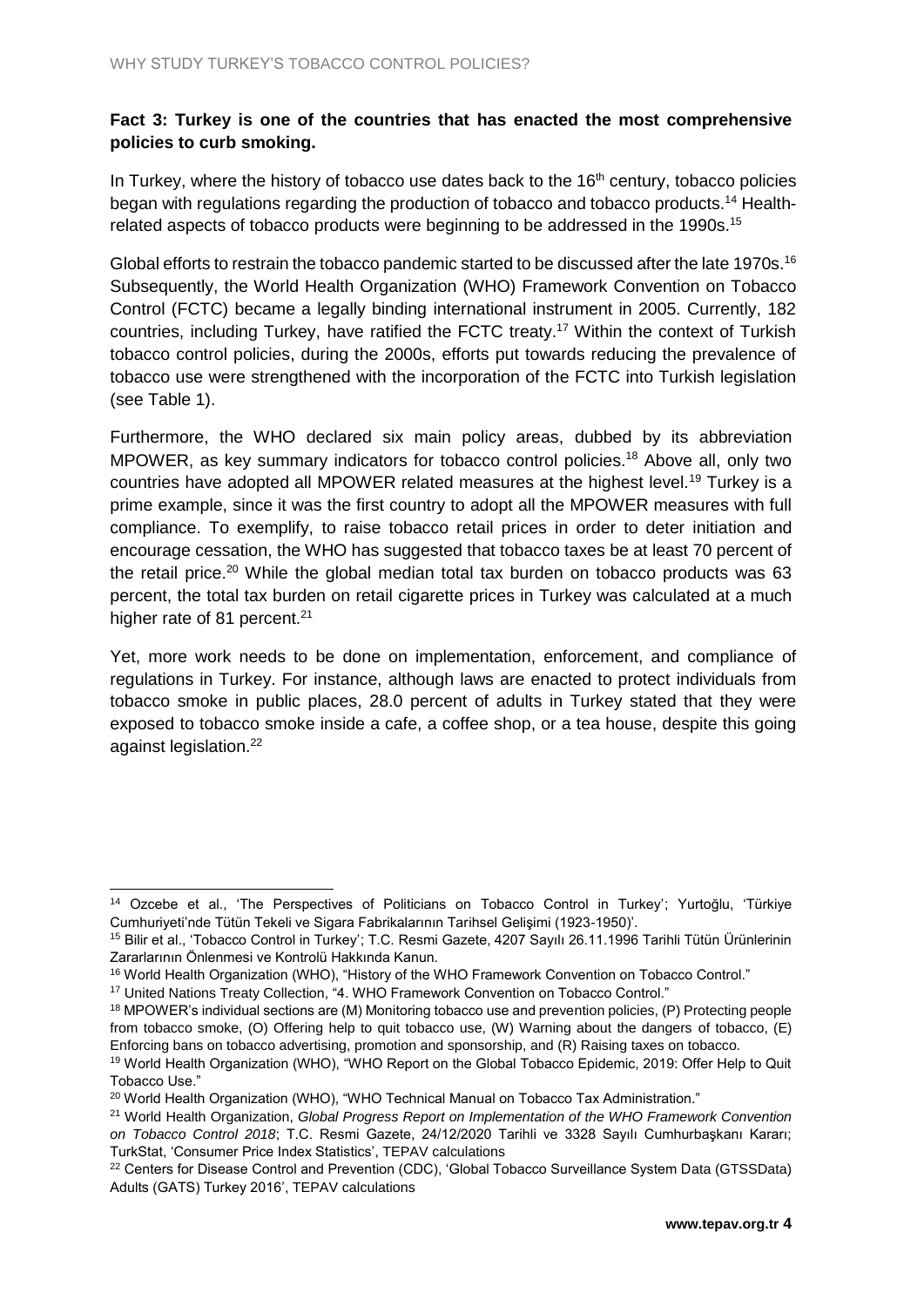**Fact 3: Turkey is one of the countries that has enacted the most comprehensive policies to curb smoking.**

In Turkey, where the history of tobacco use dates back to the 16th century, tobacco policies began with regulations regarding the production of tobacco and tobacco products.[14] Health-related aspects of tobacco products were beginning to be addressed in the 1990s.[15]

Global efforts to restrain the tobacco pandemic started to be discussed after the late 1970s.[16] Subsequently, the World Health Organization (WHO) Framework Convention on Tobacco Control (FCTC) became a legally binding international instrument in 2005. Currently, 182 countries, including Turkey, have ratified the FCTC treaty.[17] Within the context of Turkish tobacco control policies, during the 2000s, efforts put towards reducing the prevalence of tobacco use were strengthened with the incorporation of the FCTC into Turkish legislation (see Table 1).

Furthermore, the WHO declared six main policy areas, dubbed by its abbreviation MPOWER, as key summary indicators for tobacco control policies.[18] Above all, only two countries have adopted all MPOWER related measures at the highest level.[19] Turkey is a prime example, since it was the first country to adopt all the MPOWER measures with full compliance. To exemplify, to raise tobacco retail prices in order to deter initiation and encourage cessation, the WHO has suggested that tobacco taxes be at least 70 percent of the retail price.[20] While the global median total tax burden on tobacco products was 63 percent, the total tax burden on retail cigarette prices in Turkey was calculated at a much higher rate of 81 percent.[21]

Yet, more work needs to be done on implementation, enforcement, and compliance of regulations in Turkey. For instance, although laws are enacted to protect individuals from tobacco smoke in public places, 28.0 percent of adults in Turkey stated that they were exposed to tobacco smoke inside a cafe, a coffee shop, or a tea house, despite this going against legislation.[22]

---

[14] Ozcebe et al., 'The Perspectives of Politicians on Tobacco Control in Turkey'; Yurtoğlu, 'Türkiye Cumhuriyeti'nde Tütün Tekeli ve Sigara Fabrikalarının Tarihsel Gelişimi (1923-1950)'.

[15] Bilir et al., 'Tobacco Control in Turkey'; T.C. Resmi Gazete, 4207 Sayılı 26.11.1996 Tarihli Tütün Ürünlerinin Zararlarının Önlenmesi ve Kontrolü Hakkında Kanun.

[16] World Health Organization (WHO), "History of the WHO Framework Convention on Tobacco Control."

[17] United Nations Treaty Collection, "4. WHO Framework Convention on Tobacco Control."

[18] MPOWER's individual sections are (M) Monitoring tobacco use and prevention policies, (P) Protecting people from tobacco smoke, (O) Offering help to quit tobacco use, (W) Warning about the dangers of tobacco, (E) Enforcing bans on tobacco advertising, promotion and sponsorship, and (R) Raising taxes on tobacco.

[19] World Health Organization (WHO), "WHO Report on the Global Tobacco Epidemic, 2019: Offer Help to Quit Tobacco Use."

[20] World Health Organization (WHO), "WHO Technical Manual on Tobacco Tax Administration."

[21] World Health Organization, *Global Progress Report on Implementation of the WHO Framework Convention on Tobacco Control 2018*; T.C. Resmi Gazete, 24/12/2020 Tarihli ve 3328 Sayılı Cumhurbaşkanı Kararı; TurkStat, 'Consumer Price Index Statistics', TEPAV calculations

[22] Centers for Disease Control and Prevention (CDC), 'Global Tobacco Surveillance System Data (GTSSData) Adults (GATS) Turkey 2016', TEPAV calculations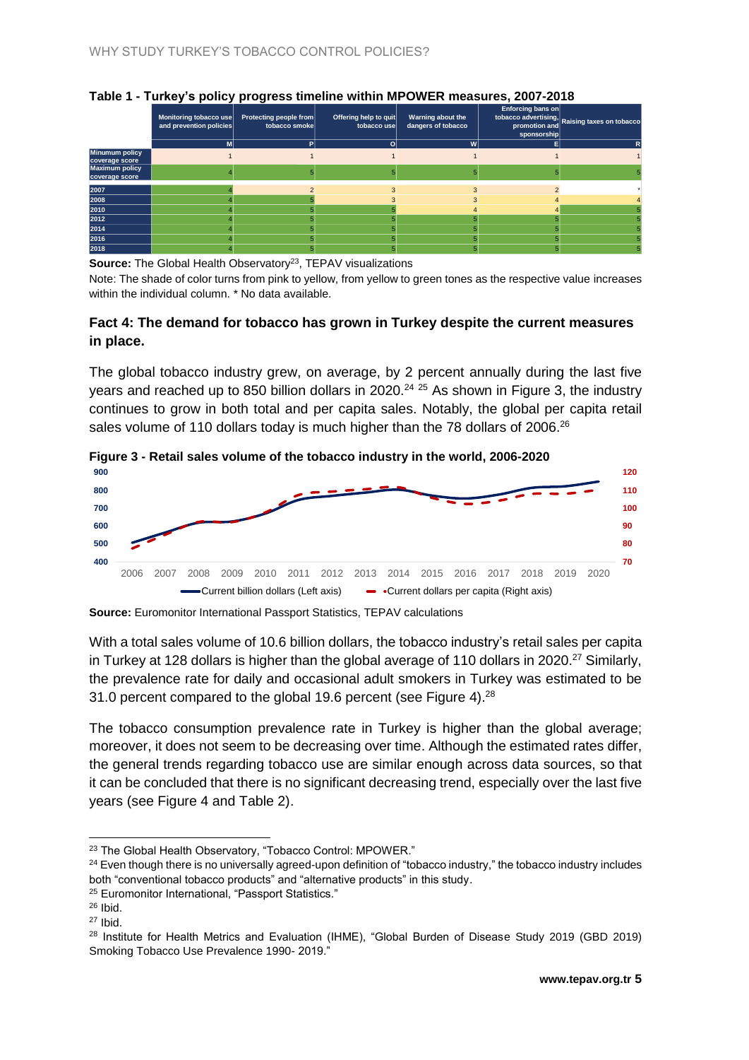**Table 1 - Turkey's policy progress timeline within MPOWER measures, 2007-2018**

| | Monitoring tobacco use and prevention policies | Protecting people from tobacco smoke | Offering help to quit tobacco use | Warning about the dangers of tobacco | Enforcing bans on tobacco advertising, promotion and sponsorship | Raising taxes on tobacco |
|---|---|---|---|---|---|---|
| | M | P | O | W | E | R |
| Minumum policy coverage score | 1 | 1 | 1 | 1 | 1 | 1 |
| Maximum policy coverage score | 4 | 5 | 5 | 5 | 5 | 5 |
| 2007 | 4 | 2 | 3 | 3 | 2 | * |
| 2008 | 4 | 5 | 3 | 3 | 4 | 4 |
| 2010 | 4 | 5 | 5 | 4 | 4 | 5 |
| 2012 | 4 | 5 | 5 | 5 | 5 | 5 |
| 2014 | 4 | 5 | 5 | 5 | 5 | 5 |
| 2016 | 4 | 5 | 5 | 5 | 5 | 5 |
| 2018 | 4 | 5 | 5 | 5 | 5 | 5 |

**Source:** The Global Health Observatory[23], TEPAV visualizations

Note: The shade of color turns from pink to yellow, from yellow to green tones as the respective value increases within the individual column. * No data available.

### Fact 4: The demand for tobacco has grown in Turkey despite the current measures in place.

The global tobacco industry grew, on average, by 2 percent annually during the last five years and reached up to 850 billion dollars in 2020.[24] [25] As shown in Figure 3, the industry continues to grow in both total and per capita sales. Notably, the global per capita retail sales volume of 110 dollars today is much higher than the 78 dollars of 2006.[26]

**Figure 3 - Retail sales volume of the tobacco industry in the world, 2006-2020**

**Source:** Euromonitor International Passport Statistics, TEPAV calculations

With a total sales volume of 10.6 billion dollars, the tobacco industry's retail sales per capita in Turkey at 128 dollars is higher than the global average of 110 dollars in 2020.[27] Similarly, the prevalence rate for daily and occasional adult smokers in Turkey was estimated to be 31.0 percent compared to the global 19.6 percent (see Figure 4).[28]

The tobacco consumption prevalence rate in Turkey is higher than the global average; moreover, it does not seem to be decreasing over time. Although the estimated rates differ, the general trends regarding tobacco use are similar enough across data sources, so that it can be concluded that there is no significant decreasing trend, especially over the last five years (see Figure 4 and Table 2).

---

[23] The Global Health Observatory, "Tobacco Control: MPOWER."

[24] Even though there is no universally agreed-upon definition of "tobacco industry," the tobacco industry includes both "conventional tobacco products" and "alternative products" in this study.

[25] Euromonitor International, "Passport Statistics."

[26] Ibid.

[27] Ibid.

[28] Institute for Health Metrics and Evaluation (IHME), "Global Burden of Disease Study 2019 (GBD 2019) Smoking Tobacco Use Prevalence 1990- 2019."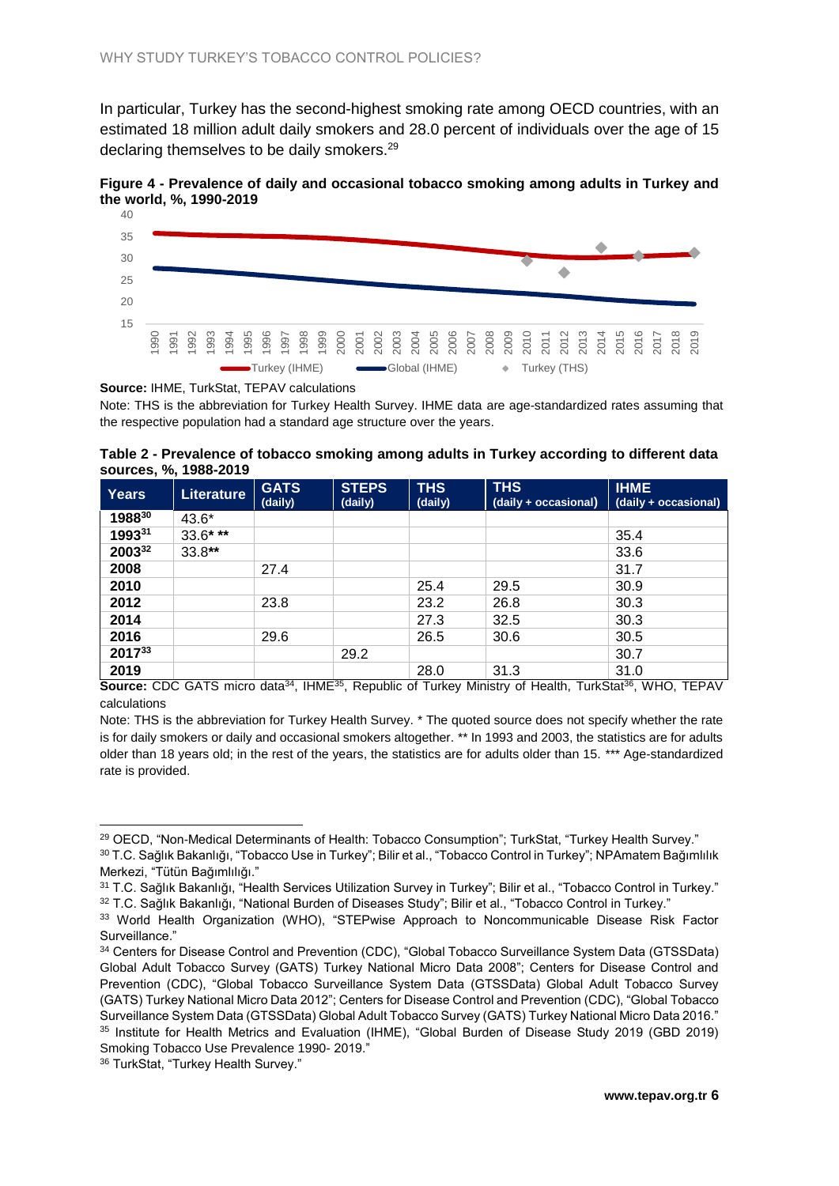In particular, Turkey has the second-highest smoking rate among OECD countries, with an estimated 18 million adult daily smokers and 28.0 percent of individuals over the age of 15 declaring themselves to be daily smokers.[29]

**Figure 4 - Prevalence of daily and occasional tobacco smoking among adults in Turkey and the world, %, 1990-2019**

**Source:** IHME, TurkStat, TEPAV calculations

Note: THS is the abbreviation for Turkey Health Survey. IHME data are age-standardized rates assuming that the respective population had a standard age structure over the years.

**Table 2 - Prevalence of tobacco smoking among adults in Turkey according to different data sources, %, 1988-2019**

| Years | Literature | GATS (daily) | STEPS (daily) | THS (daily) | THS (daily + occasional) | IHME (daily + occasional) |
|---|---|---|---|---|---|---|
| **1988**[30] | 43.6* | | | | | |
| **1993**[31] | 33.6* ** | | | | | 35.4 |
| **2003**[32] | 33.8** | | | | | 33.6 |
| **2008** | | 27.4 | | | | 31.7 |
| **2010** | | | | 25.4 | 29.5 | 30.9 |
| **2012** | | 23.8 | | 23.2 | 26.8 | 30.3 |
| **2014** | | | | 27.3 | 32.5 | 30.3 |
| **2016** | | 29.6 | | 26.5 | 30.6 | 30.5 |
| **2017**[33] | | | 29.2 | | | 30.7 |
| **2019** | | | | 28.0 | 31.3 | 31.0 |

**Source:** CDC GATS micro data[34], IHME[35], Republic of Turkey Ministry of Health, TurkStat[36], WHO, TEPAV calculations

Note: THS is the abbreviation for Turkey Health Survey. * The quoted source does not specify whether the rate is for daily smokers or daily and occasional smokers altogether. ** In 1993 and 2003, the statistics are for adults older than 18 years old; in the rest of the years, the statistics are for adults older than 15. *** Age-standardized rate is provided.

---

[29] OECD, "Non-Medical Determinants of Health: Tobacco Consumption"; TurkStat, "Turkey Health Survey."

[30] T.C. Sağlık Bakanlığı, "Tobacco Use in Turkey"; Bilir et al., "Tobacco Control in Turkey"; NPAmatem Bağımlılık Merkezi, "Tütün Bağımlılığı."

[31] T.C. Sağlık Bakanlığı, "Health Services Utilization Survey in Turkey"; Bilir et al., "Tobacco Control in Turkey."

[32] T.C. Sağlık Bakanlığı, "National Burden of Diseases Study"; Bilir et al., "Tobacco Control in Turkey."

[33] World Health Organization (WHO), "STEPwise Approach to Noncommunicable Disease Risk Factor Surveillance."

[34] Centers for Disease Control and Prevention (CDC), "Global Tobacco Surveillance System Data (GTSSData) Global Adult Tobacco Survey (GATS) Turkey National Micro Data 2008"; Centers for Disease Control and Prevention (CDC), "Global Tobacco Surveillance System Data (GTSSData) Global Adult Tobacco Survey (GATS) Turkey National Micro Data 2012"; Centers for Disease Control and Prevention (CDC), "Global Tobacco Surveillance System Data (GTSSData) Global Adult Tobacco Survey (GATS) Turkey National Micro Data 2016."

[35] Institute for Health Metrics and Evaluation (IHME), "Global Burden of Disease Study 2019 (GBD 2019) Smoking Tobacco Use Prevalence 1990- 2019."

[36] TurkStat, "Turkey Health Survey."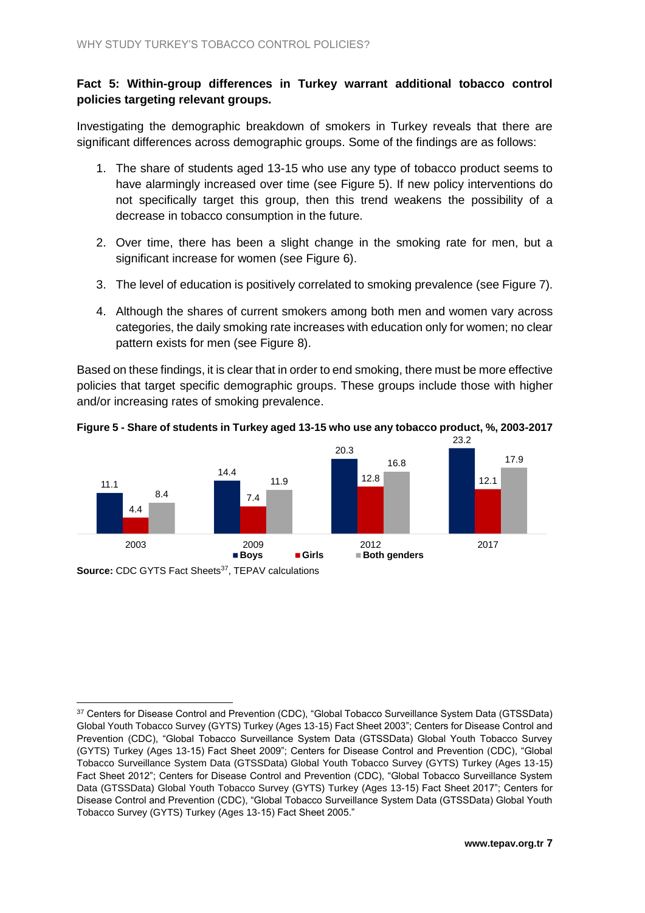**Fact 5: Within-group differences in Turkey warrant additional tobacco control policies targeting relevant groups.**

Investigating the demographic breakdown of smokers in Turkey reveals that there are significant differences across demographic groups. Some of the findings are as follows:

1. The share of students aged 13-15 who use any type of tobacco product seems to have alarmingly increased over time (see Figure 5). If new policy interventions do not specifically target this group, then this trend weakens the possibility of a decrease in tobacco consumption in the future.
2. Over time, there has been a slight change in the smoking rate for men, but a significant increase for women (see Figure 6).
3. The level of education is positively correlated to smoking prevalence (see Figure 7).
4. Although the shares of current smokers among both men and women vary across categories, the daily smoking rate increases with education only for women; no clear pattern exists for men (see Figure 8).

Based on these findings, it is clear that in order to end smoking, there must be more effective policies that target specific demographic groups. These groups include those with higher and/or increasing rates of smoking prevalence.

**Figure 5 - Share of students in Turkey aged 13-15 who use any tobacco product, %, 2003-2017**

| | Boys | Girls | Both genders |
|---|---|---|---|
| 2003 | 11.1 | 4.4 | 8.4 |
| 2009 | 14.4 | 7.4 | 11.9 |
| 2012 | 20.3 | 12.8 | 16.8 |
| 2017 | 23.2 | 12.1 | 17.9 |

**Source:** CDC GYTS Fact Sheets[37], TEPAV calculations

---

[37] Centers for Disease Control and Prevention (CDC), "Global Tobacco Surveillance System Data (GTSSData) Global Youth Tobacco Survey (GYTS) Turkey (Ages 13-15) Fact Sheet 2003"; Centers for Disease Control and Prevention (CDC), "Global Tobacco Surveillance System Data (GTSSData) Global Youth Tobacco Survey (GYTS) Turkey (Ages 13-15) Fact Sheet 2009"; Centers for Disease Control and Prevention (CDC), "Global Tobacco Surveillance System Data (GTSSData) Global Youth Tobacco Survey (GYTS) Turkey (Ages 13-15) Fact Sheet 2012"; Centers for Disease Control and Prevention (CDC), "Global Tobacco Surveillance System Data (GTSSData) Global Youth Tobacco Survey (GYTS) Turkey (Ages 13-15) Fact Sheet 2017"; Centers for Disease Control and Prevention (CDC), "Global Tobacco Surveillance System Data (GTSSData) Global Youth Tobacco Survey (GYTS) Turkey (Ages 13-15) Fact Sheet 2005."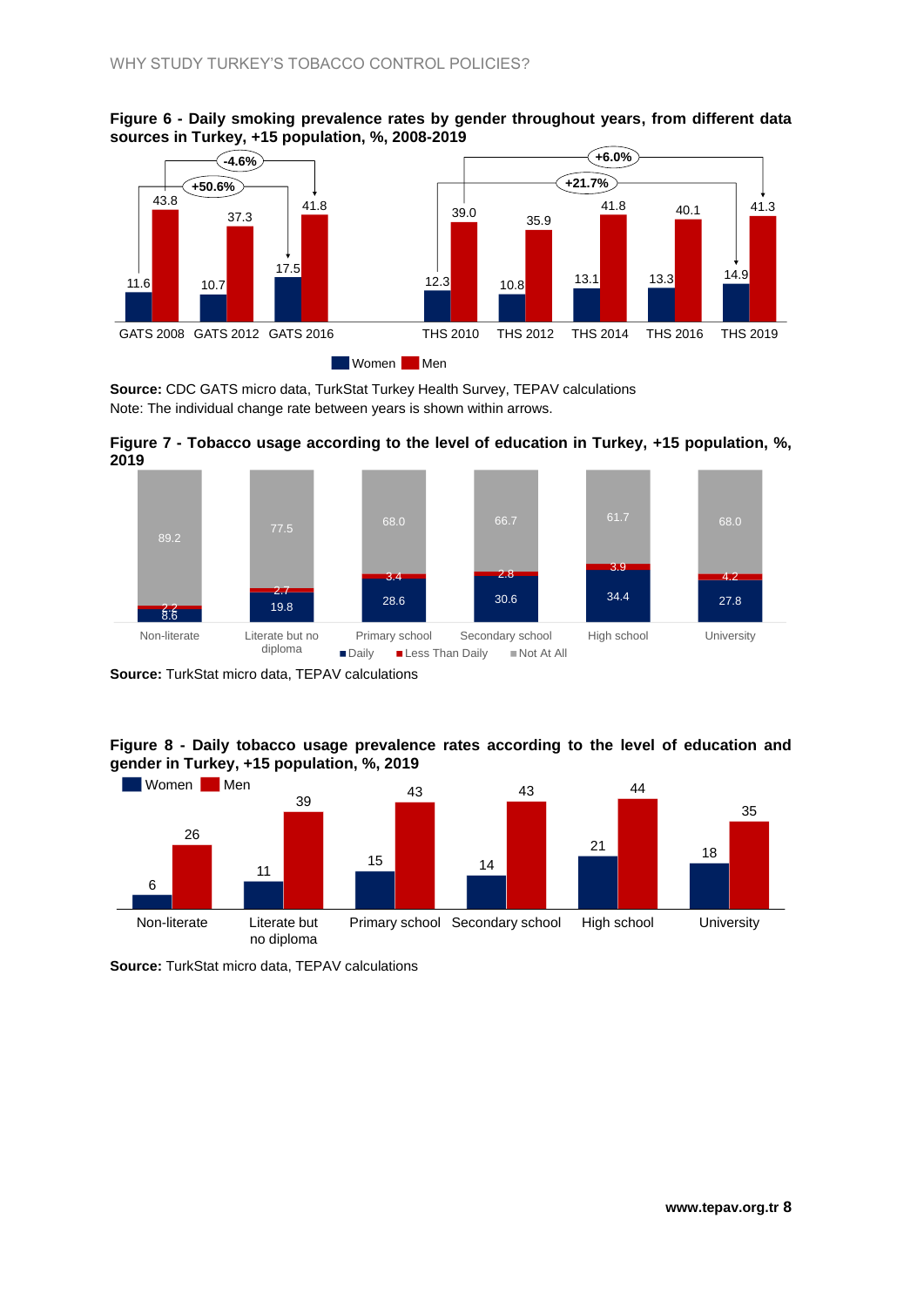**Figure 6 - Daily smoking prevalence rates by gender throughout years, from different data sources in Turkey, +15 population, %, 2008-2019**

| | Women | Men |
|---|---|---|
| GATS 2008 | 11.6 | 43.8 |
| GATS 2012 | 10.7 | 37.3 |
| GATS 2016 | 17.5 | 41.8 |
| THS 2010 | 12.3 | 39.0 |
| THS 2012 | 10.8 | 35.9 |
| THS 2014 | 13.1 | 41.8 |
| THS 2016 | 13.3 | 40.1 |
| THS 2019 | 14.9 | 41.3 |

Change rates shown within arrows: GATS 2008–2016: Women +50.6%, Men -4.6%; THS 2010–2019: Women +21.7%, Men +6.0%.

**Source:** CDC GATS micro data, TurkStat Turkey Health Survey, TEPAV calculations
Note: The individual change rate between years is shown within arrows.

**Figure 7 - Tobacco usage according to the level of education in Turkey, +15 population, %, 2019**

| | Daily | Less Than Daily | Not At All |
|---|---|---|---|
| Non-literate | 8.6 | 2.2 | 89.2 |
| Literate but no diploma | 19.8 | 2.7 | 77.5 |
| Primary school | 28.6 | 3.4 | 68.0 |
| Secondary school | 30.6 | 2.8 | 66.7 |
| High school | 34.4 | 3.9 | 61.7 |
| University | 27.8 | 4.2 | 68.0 |

**Source:** TurkStat micro data, TEPAV calculations

**Figure 8 - Daily tobacco usage prevalence rates according to the level of education and gender in Turkey, +15 population, %, 2019**

| | Women | Men |
|---|---|---|
| Non-literate | 6 | 26 |
| Literate but no diploma | 11 | 39 |
| Primary school | 15 | 43 |
| Secondary school | 14 | 43 |
| High school | 21 | 44 |
| University | 18 | 35 |

**Source:** TurkStat micro data, TEPAV calculations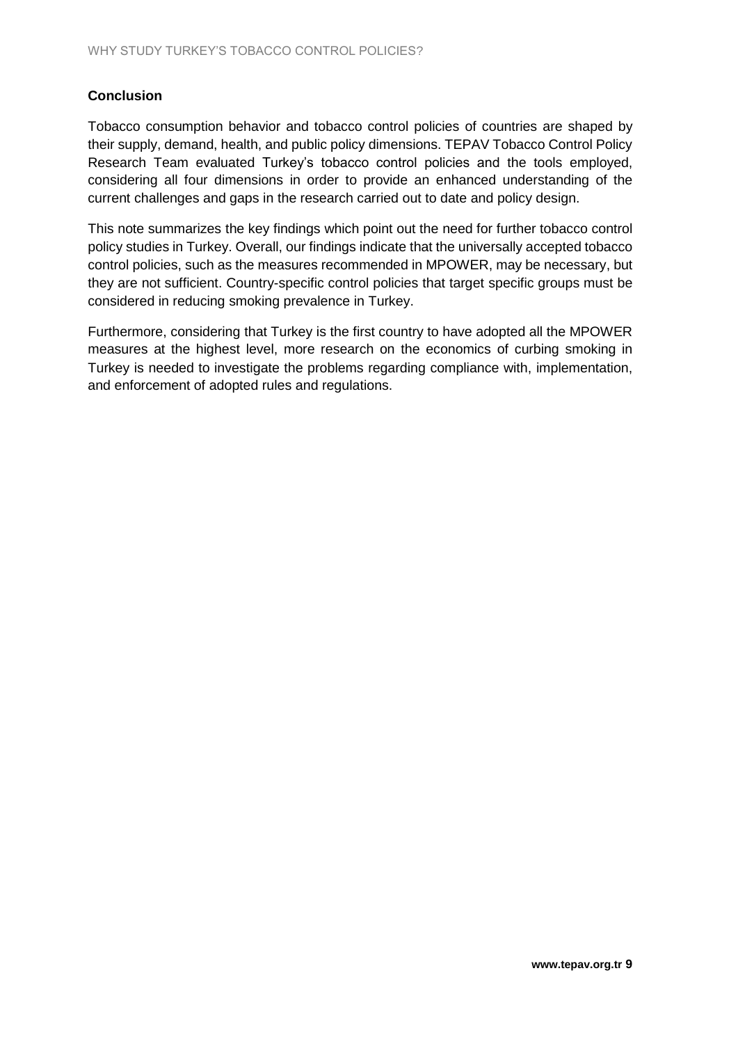## Conclusion

Tobacco consumption behavior and tobacco control policies of countries are shaped by their supply, demand, health, and public policy dimensions. TEPAV Tobacco Control Policy Research Team evaluated Turkey's tobacco control policies and the tools employed, considering all four dimensions in order to provide an enhanced understanding of the current challenges and gaps in the research carried out to date and policy design.

This note summarizes the key findings which point out the need for further tobacco control policy studies in Turkey. Overall, our findings indicate that the universally accepted tobacco control policies, such as the measures recommended in MPOWER, may be necessary, but they are not sufficient. Country-specific control policies that target specific groups must be considered in reducing smoking prevalence in Turkey.

Furthermore, considering that Turkey is the first country to have adopted all the MPOWER measures at the highest level, more research on the economics of curbing smoking in Turkey is needed to investigate the problems regarding compliance with, implementation, and enforcement of adopted rules and regulations.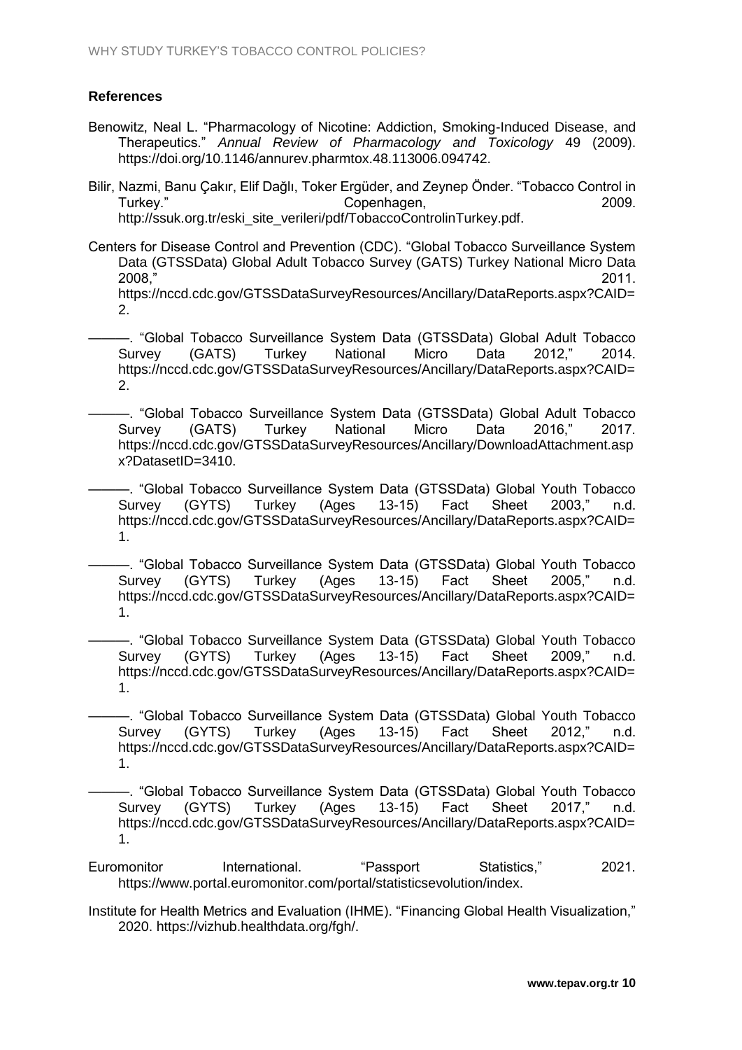**References**

Benowitz, Neal L. "Pharmacology of Nicotine: Addiction, Smoking-Induced Disease, and Therapeutics." *Annual Review of Pharmacology and Toxicology* 49 (2009). https://doi.org/10.1146/annurev.pharmtox.48.113006.094742.

Bilir, Nazmi, Banu Çakır, Elif Dağlı, Toker Ergüder, and Zeynep Önder. "Tobacco Control in Turkey." Copenhagen, 2009. http://ssuk.org.tr/eski_site_verileri/pdf/TobaccoControlinTurkey.pdf.

Centers for Disease Control and Prevention (CDC). "Global Tobacco Surveillance System Data (GTSSData) Global Adult Tobacco Survey (GATS) Turkey National Micro Data 2008," 2011. https://nccd.cdc.gov/GTSSDataSurveyResources/Ancillary/DataReports.aspx?CAID=2.

———. "Global Tobacco Surveillance System Data (GTSSData) Global Adult Tobacco Survey (GATS) Turkey National Micro Data 2012," 2014. https://nccd.cdc.gov/GTSSDataSurveyResources/Ancillary/DataReports.aspx?CAID=2.

———. "Global Tobacco Surveillance System Data (GTSSData) Global Adult Tobacco Survey (GATS) Turkey National Micro Data 2016," 2017. https://nccd.cdc.gov/GTSSDataSurveyResources/Ancillary/DownloadAttachment.aspx?DatasetID=3410.

———. "Global Tobacco Surveillance System Data (GTSSData) Global Youth Tobacco Survey (GYTS) Turkey (Ages 13-15) Fact Sheet 2003," n.d. https://nccd.cdc.gov/GTSSDataSurveyResources/Ancillary/DataReports.aspx?CAID=1.

———. "Global Tobacco Surveillance System Data (GTSSData) Global Youth Tobacco Survey (GYTS) Turkey (Ages 13-15) Fact Sheet 2005," n.d. https://nccd.cdc.gov/GTSSDataSurveyResources/Ancillary/DataReports.aspx?CAID=1.

———. "Global Tobacco Surveillance System Data (GTSSData) Global Youth Tobacco Survey (GYTS) Turkey (Ages 13-15) Fact Sheet 2009," n.d. https://nccd.cdc.gov/GTSSDataSurveyResources/Ancillary/DataReports.aspx?CAID=1.

———. "Global Tobacco Surveillance System Data (GTSSData) Global Youth Tobacco Survey (GYTS) Turkey (Ages 13-15) Fact Sheet 2012," n.d. https://nccd.cdc.gov/GTSSDataSurveyResources/Ancillary/DataReports.aspx?CAID=1.

———. "Global Tobacco Surveillance System Data (GTSSData) Global Youth Tobacco Survey (GYTS) Turkey (Ages 13-15) Fact Sheet 2017," n.d. https://nccd.cdc.gov/GTSSDataSurveyResources/Ancillary/DataReports.aspx?CAID=1.

Euromonitor International. "Passport Statistics," 2021. https://www.portal.euromonitor.com/portal/statisticsevolution/index.

Institute for Health Metrics and Evaluation (IHME). "Financing Global Health Visualization," 2020. https://vizhub.healthdata.org/fgh/.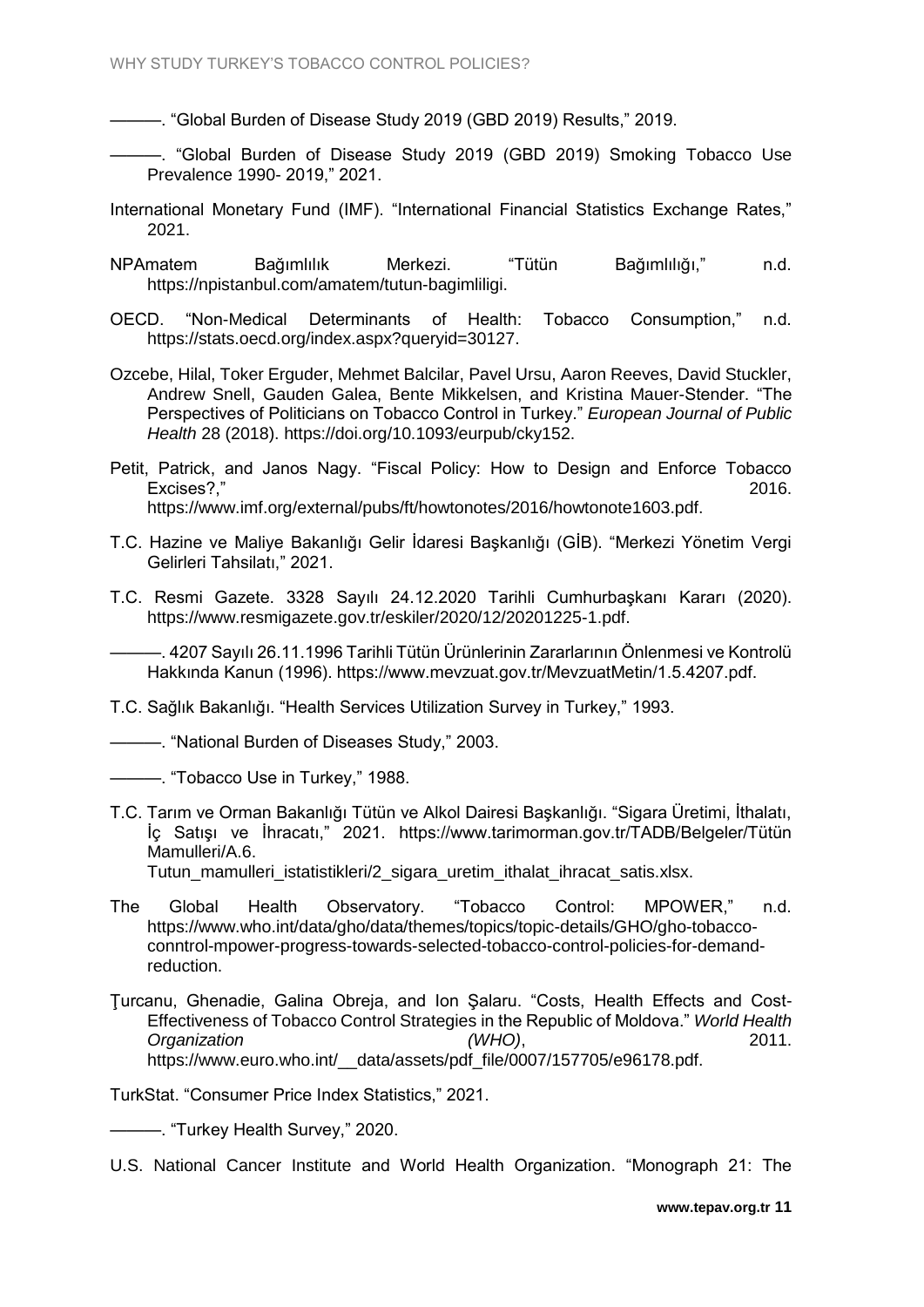———. "Global Burden of Disease Study 2019 (GBD 2019) Results," 2019.

———. "Global Burden of Disease Study 2019 (GBD 2019) Smoking Tobacco Use Prevalence 1990- 2019," 2021.

International Monetary Fund (IMF). "International Financial Statistics Exchange Rates," 2021.

NPAmatem Bağımlılık Merkezi. "Tütün Bağımlılığı," n.d. https://npistanbul.com/amatem/tutun-bagimliligi.

OECD. "Non-Medical Determinants of Health: Tobacco Consumption," n.d. https://stats.oecd.org/index.aspx?queryid=30127.

Ozcebe, Hilal, Toker Erguder, Mehmet Balcilar, Pavel Ursu, Aaron Reeves, David Stuckler, Andrew Snell, Gauden Galea, Bente Mikkelsen, and Kristina Mauer-Stender. "The Perspectives of Politicians on Tobacco Control in Turkey." *European Journal of Public Health* 28 (2018). https://doi.org/10.1093/eurpub/cky152.

Petit, Patrick, and Janos Nagy. "Fiscal Policy: How to Design and Enforce Tobacco Excises?," 2016. https://www.imf.org/external/pubs/ft/howtonotes/2016/howtonote1603.pdf.

T.C. Hazine ve Maliye Bakanlığı Gelir İdaresi Başkanlığı (GİB). "Merkezi Yönetim Vergi Gelirleri Tahsilatı," 2021.

T.C. Resmi Gazete. 3328 Sayılı 24.12.2020 Tarihli Cumhurbaşkanı Kararı (2020). https://www.resmigazete.gov.tr/eskiler/2020/12/20201225-1.pdf.

———. 4207 Sayılı 26.11.1996 Tarihli Tütün Ürünlerinin Zararlarının Önlenmesi ve Kontrolü Hakkında Kanun (1996). https://www.mevzuat.gov.tr/MevzuatMetin/1.5.4207.pdf.

T.C. Sağlık Bakanlığı. "Health Services Utilization Survey in Turkey," 1993.

———. "National Burden of Diseases Study," 2003.

———. "Tobacco Use in Turkey," 1988.

T.C. Tarım ve Orman Bakanlığı Tütün ve Alkol Dairesi Başkanlığı. "Sigara Üretimi, İthalatı, İç Satışı ve İhracatı," 2021. https://www.tarimorman.gov.tr/TADB/Belgeler/Tütün Mamulleri/A.6. Tutun_mamulleri_istatistikleri/2_sigara_uretim_ithalat_ihracat_satis.xlsx.

The Global Health Observatory. "Tobacco Control: MPOWER," n.d. https://www.who.int/data/gho/data/themes/topics/topic-details/GHO/gho-tobacco-conntrol-mpower-progress-towards-selected-tobacco-control-policies-for-demand-reduction.

Ţurcanu, Ghenadie, Galina Obreja, and Ion Şalaru. "Costs, Health Effects and Cost-Effectiveness of Tobacco Control Strategies in the Republic of Moldova." *World Health Organization (WHO)*, 2011. https://www.euro.who.int/__data/assets/pdf_file/0007/157705/e96178.pdf.

TurkStat. "Consumer Price Index Statistics," 2021.

———. "Turkey Health Survey," 2020.

U.S. National Cancer Institute and World Health Organization. "Monograph 21: The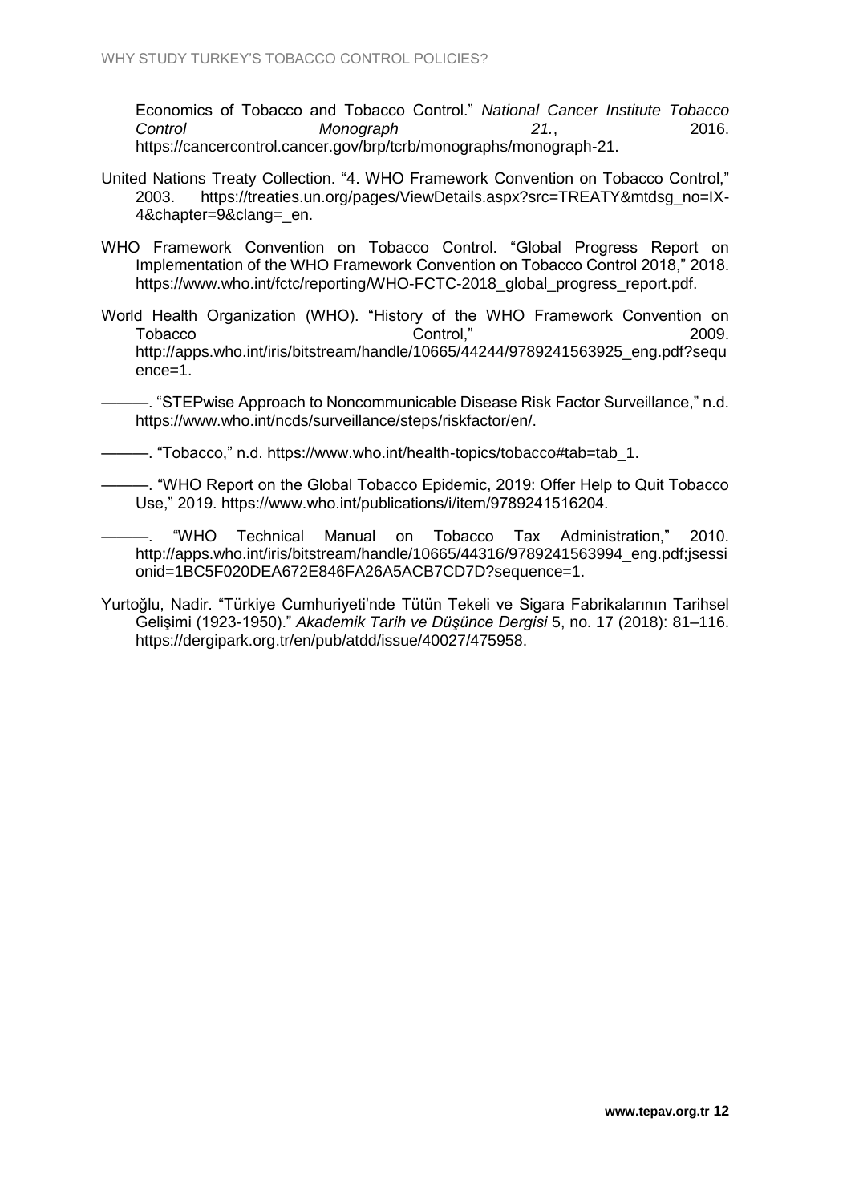Economics of Tobacco and Tobacco Control." *National Cancer Institute Tobacco Control Monograph 21.*, 2016. https://cancercontrol.cancer.gov/brp/tcrb/monographs/monograph-21.

United Nations Treaty Collection. "4. WHO Framework Convention on Tobacco Control," 2003. https://treaties.un.org/pages/ViewDetails.aspx?src=TREATY&mtdsg_no=IX-4&chapter=9&clang=_en.

WHO Framework Convention on Tobacco Control. "Global Progress Report on Implementation of the WHO Framework Convention on Tobacco Control 2018," 2018. https://www.who.int/fctc/reporting/WHO-FCTC-2018_global_progress_report.pdf.

World Health Organization (WHO). "History of the WHO Framework Convention on Tobacco Control," 2009. http://apps.who.int/iris/bitstream/handle/10665/44244/9789241563925_eng.pdf?sequence=1.

———. "STEPwise Approach to Noncommunicable Disease Risk Factor Surveillance," n.d. https://www.who.int/ncds/surveillance/steps/riskfactor/en/.

———. "Tobacco," n.d. https://www.who.int/health-topics/tobacco#tab=tab_1.

———. "WHO Report on the Global Tobacco Epidemic, 2019: Offer Help to Quit Tobacco Use," 2019. https://www.who.int/publications/i/item/9789241516204.

———. "WHO Technical Manual on Tobacco Tax Administration," 2010. http://apps.who.int/iris/bitstream/handle/10665/44316/9789241563994_eng.pdf;jsessionid=1BC5F020DEA672E846FA26A5ACB7CD7D?sequence=1.

Yurtoğlu, Nadir. "Türkiye Cumhuriyeti'nde Tütün Tekeli ve Sigara Fabrikalarının Tarihsel Gelişimi (1923-1950)." *Akademik Tarih ve Düşünce Dergisi* 5, no. 17 (2018): 81–116. https://dergipark.org.tr/en/pub/atdd/issue/40027/475958.